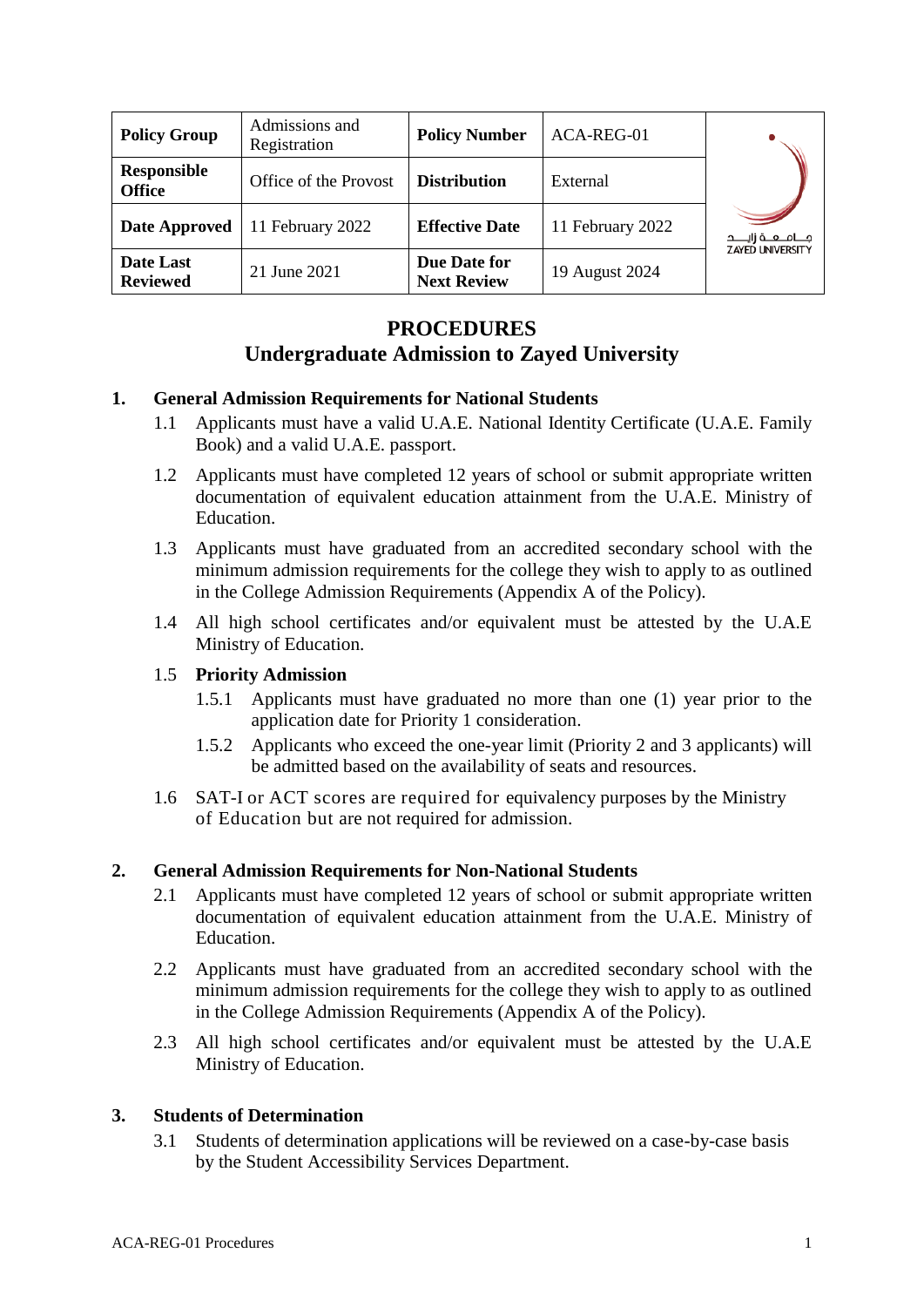| Policy Group | Admissions and Registration | Policy Number | ACA-REG-01 |
|---|---|---|---|
| Responsible Office | Office of the Provost | Distribution | External |
| Date Approved | 11 February 2022 | Effective Date | 11 February 2022 |
| Date Last Reviewed | 21 June 2021 | Due Date for Next Review | 19 August 2024 |

# PROCEDURES
## Undergraduate Admission to Zayed University

### 1. General Admission Requirements for National Students

1.1 Applicants must have a valid U.A.E. National Identity Certificate (U.A.E. Family Book) and a valid U.A.E. passport.

1.2 Applicants must have completed 12 years of school or submit appropriate written documentation of equivalent education attainment from the U.A.E. Ministry of Education.

1.3 Applicants must have graduated from an accredited secondary school with the minimum admission requirements for the college they wish to apply to as outlined in the College Admission Requirements (Appendix A of the Policy).

1.4 All high school certificates and/or equivalent must be attested by the U.A.E Ministry of Education.

1.5 **Priority Admission**

1.5.1 Applicants must have graduated no more than one (1) year prior to the application date for Priority 1 consideration.

1.5.2 Applicants who exceed the one-year limit (Priority 2 and 3 applicants) will be admitted based on the availability of seats and resources.

1.6 SAT-I or ACT scores are required for equivalency purposes by the Ministry of Education but are not required for admission.

### 2. General Admission Requirements for Non-National Students

2.1 Applicants must have completed 12 years of school or submit appropriate written documentation of equivalent education attainment from the U.A.E. Ministry of Education.

2.2 Applicants must have graduated from an accredited secondary school with the minimum admission requirements for the college they wish to apply to as outlined in the College Admission Requirements (Appendix A of the Policy).

2.3 All high school certificates and/or equivalent must be attested by the U.A.E Ministry of Education.

### 3. Students of Determination

3.1 Students of determination applications will be reviewed on a case-by-case basis by the Student Accessibility Services Department.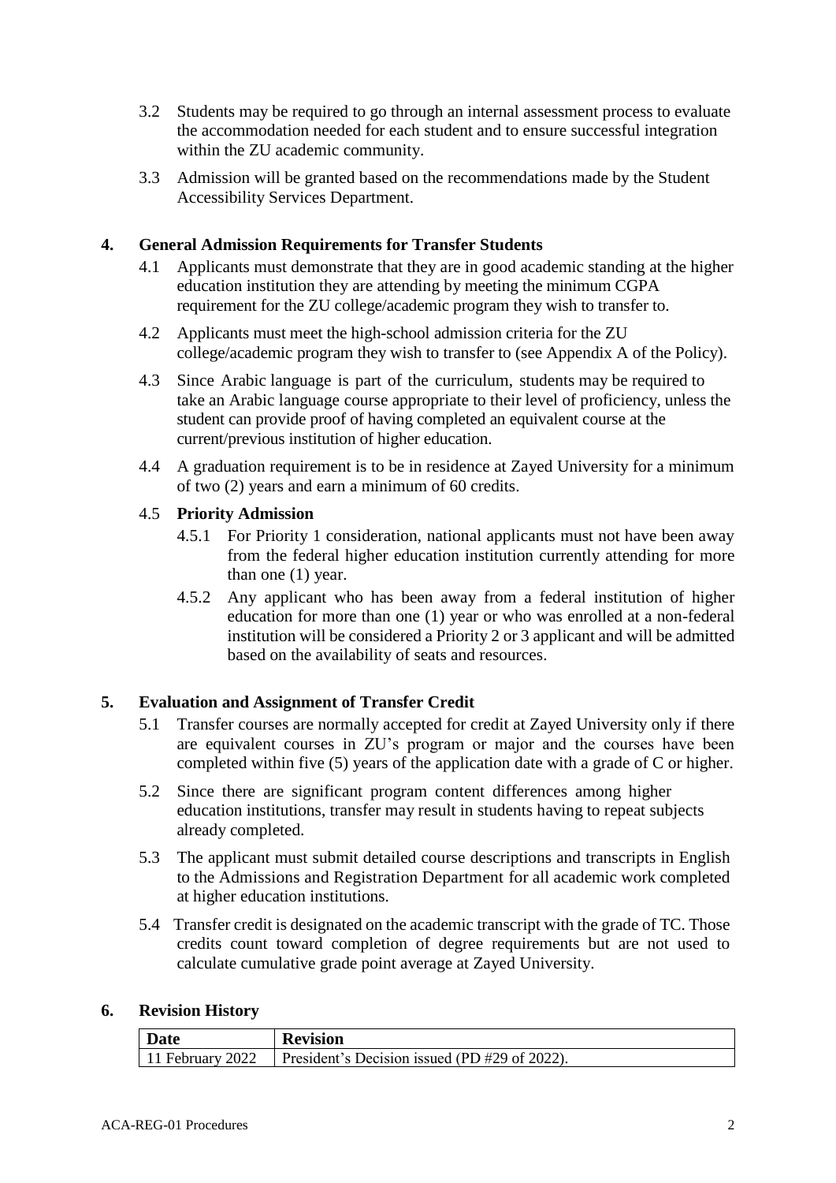3.2 Students may be required to go through an internal assessment process to evaluate the accommodation needed for each student and to ensure successful integration within the ZU academic community.

3.3 Admission will be granted based on the recommendations made by the Student Accessibility Services Department.

## 4. General Admission Requirements for Transfer Students

4.1 Applicants must demonstrate that they are in good academic standing at the higher education institution they are attending by meeting the minimum CGPA requirement for the ZU college/academic program they wish to transfer to.

4.2 Applicants must meet the high-school admission criteria for the ZU college/academic program they wish to transfer to (see Appendix A of the Policy).

4.3 Since Arabic language is part of the curriculum, students may be required to take an Arabic language course appropriate to their level of proficiency, unless the student can provide proof of having completed an equivalent course at the current/previous institution of higher education.

4.4 A graduation requirement is to be in residence at Zayed University for a minimum of two (2) years and earn a minimum of 60 credits.

### 4.5 Priority Admission

4.5.1 For Priority 1 consideration, national applicants must not have been away from the federal higher education institution currently attending for more than one (1) year.

4.5.2 Any applicant who has been away from a federal institution of higher education for more than one (1) year or who was enrolled at a non-federal institution will be considered a Priority 2 or 3 applicant and will be admitted based on the availability of seats and resources.

## 5. Evaluation and Assignment of Transfer Credit

5.1 Transfer courses are normally accepted for credit at Zayed University only if there are equivalent courses in ZU's program or major and the courses have been completed within five (5) years of the application date with a grade of C or higher.

5.2 Since there are significant program content differences among higher education institutions, transfer may result in students having to repeat subjects already completed.

5.3 The applicant must submit detailed course descriptions and transcripts in English to the Admissions and Registration Department for all academic work completed at higher education institutions.

5.4 Transfer credit is designated on the academic transcript with the grade of TC. Those credits count toward completion of degree requirements but are not used to calculate cumulative grade point average at Zayed University.

## 6. Revision History

| Date | Revision |
|---|---|
| 11 February 2022 | President's Decision issued (PD #29 of 2022). |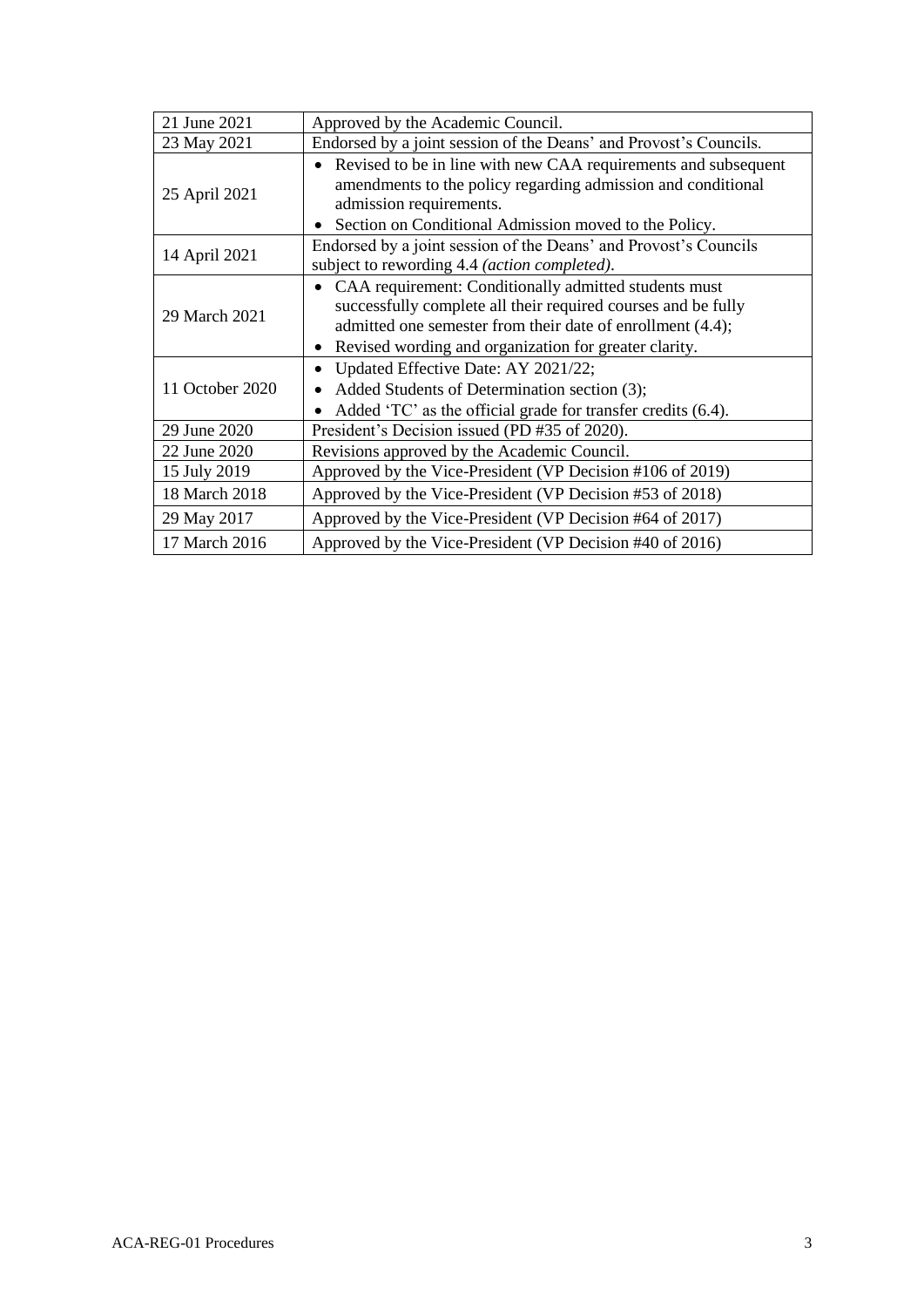| | |
|---|---|
| 21 June 2021 | Approved by the Academic Council. |
| 23 May 2021 | Endorsed by a joint session of the Deans' and Provost's Councils. |
| 25 April 2021 | • Revised to be in line with new CAA requirements and subsequent amendments to the policy regarding admission and conditional admission requirements.<br>• Section on Conditional Admission moved to the Policy. |
| 14 April 2021 | Endorsed by a joint session of the Deans' and Provost's Councils subject to rewording 4.4 *(action completed)*. |
| 29 March 2021 | • CAA requirement: Conditionally admitted students must successfully complete all their required courses and be fully admitted one semester from their date of enrollment (4.4);<br>• Revised wording and organization for greater clarity. |
| 11 October 2020 | • Updated Effective Date: AY 2021/22;<br>• Added Students of Determination section (3);<br>• Added 'TC' as the official grade for transfer credits (6.4). |
| 29 June 2020 | President's Decision issued (PD #35 of 2020). |
| 22 June 2020 | Revisions approved by the Academic Council. |
| 15 July 2019 | Approved by the Vice-President (VP Decision #106 of 2019) |
| 18 March 2018 | Approved by the Vice-President (VP Decision #53 of 2018) |
| 29 May 2017 | Approved by the Vice-President (VP Decision #64 of 2017) |
| 17 March 2016 | Approved by the Vice-President (VP Decision #40 of 2016) |